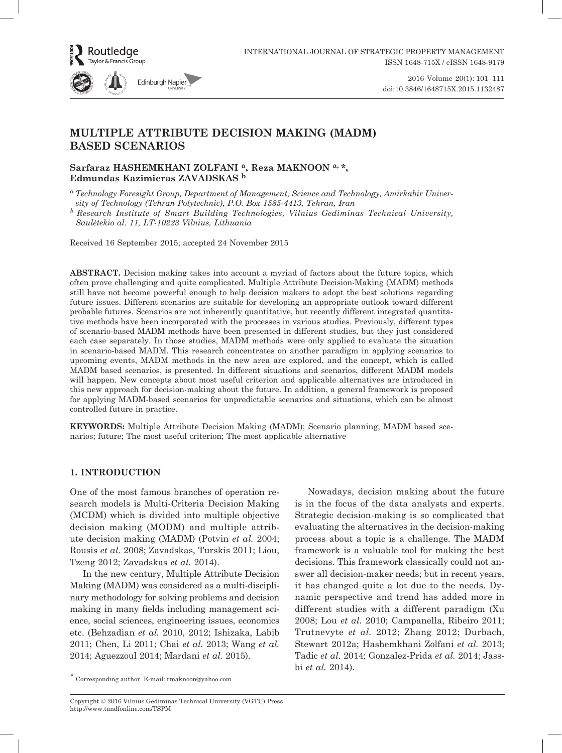# MULTIPLE ATTRIBUTE DECISION MAKING (MADM) BASED SCENARIOS

**Sarfaraz HASHEMKHANI ZOLFANI [a], Reza MAKNOON [a, *], Edmundas Kazimieras ZAVADSKAS [b]**

[a] *Technology Foresight Group, Department of Management, Science and Technology, Amirkabir University of Technology (Tehran Polytechnic), P.O. Box 1585-4413, Tehran, Iran*

[b] *Research Institute of Smart Building Technologies, Vilnius Gediminas Technical University, Saulėtekio al. 11, LT-10223 Vilnius, Lithuania*

Received 16 September 2015; accepted 24 November 2015

**ABSTRACT.** Decision making takes into account a myriad of factors about the future topics, which often prove challenging and quite complicated. Multiple Attribute Decision-Making (MADM) methods still have not become powerful enough to help decision makers to adopt the best solutions regarding future issues. Different scenarios are suitable for developing an appropriate outlook toward different probable futures. Scenarios are not inherently quantitative, but recently different integrated quantitative methods have been incorporated with the processes in various studies. Previously, different types of scenario-based MADM methods have been presented in different studies, but they just considered each case separately. In those studies, MADM methods were only applied to evaluate the situation in scenario-based MADM. This research concentrates on another paradigm in applying scenarios to upcoming events, MADM methods in the new area are explored, and the concept, which is called MADM based scenarios, is presented. In different situations and scenarios, different MADM models will happen. New concepts about most useful criterion and applicable alternatives are introduced in this new approach for decision-making about the future. In addition, a general framework is proposed for applying MADM-based scenarios for unpredictable scenarios and situations, which can be almost controlled future in practice.

**KEYWORDS:** Multiple Attribute Decision Making (MADM); Scenario planning; MADM based scenarios; future; The most useful criterion; The most applicable alternative

## 1. INTRODUCTION

One of the most famous branches of operation research models is Multi-Criteria Decision Making (MCDM) which is divided into multiple objective decision making (MODM) and multiple attribute decision making (MADM) (Potvin *et al.* 2004; Rousis *et al.* 2008; Zavadskas, Turskis 2011; Liou, Tzeng 2012; Zavadskas *et al.* 2014).

In the new century, Multiple Attribute Decision Making (MADM) was considered as a multi-disciplinary methodology for solving problems and decision making in many fields including management science, social sciences, engineering issues, economics etc. (Behzadian *et al.* 2010, 2012; Ishizaka, Labib 2011; Chen, Li 2011; Chai *et al.* 2013; Wang *et al.* 2014; Aguezzoul 2014; Mardani *et al.* 2015).

Nowadays, decision making about the future is in the focus of the data analysts and experts. Strategic decision-making is so complicated that evaluating the alternatives in the decision-making process about a topic is a challenge. The MADM framework is a valuable tool for making the best decisions. This framework classically could not answer all decision-maker needs; but in recent years, it has changed quite a lot due to the needs. Dynamic perspective and trend has added more in different studies with a different paradigm (Xu 2008; Lou *et al.* 2010; Campanella, Ribeiro 2011; Trutnevyte *et al.* 2012; Zhang 2012; Durbach, Stewart 2012a; Hashemkhani Zolfani *et al.* 2013; Tadic *et al.* 2014; Gonzalez-Prida *et al.* 2014; Jassbi *et al.* 2014).

\* Corresponding author. E-mail: rmaknoon@yahoo.com

Copyright © 2016 Vilnius Gediminas Technical University (VGTU) Press
http://www.tandfonline.com/TSPM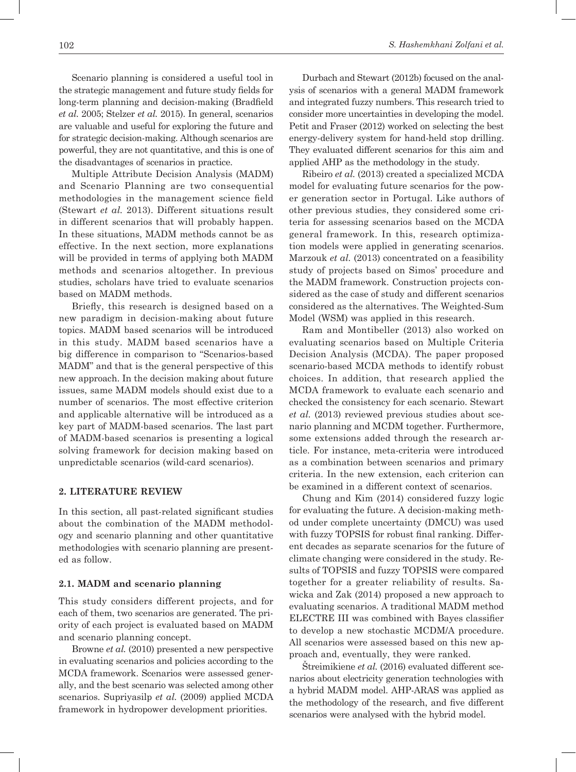Scenario planning is considered a useful tool in the strategic management and future study fields for long-term planning and decision-making (Bradfield *et al.* 2005; Stelzer *et al.* 2015). In general, scenarios are valuable and useful for exploring the future and for strategic decision-making. Although scenarios are powerful, they are not quantitative, and this is one of the disadvantages of scenarios in practice.

Multiple Attribute Decision Analysis (MADM) and Scenario Planning are two consequential methodologies in the management science field (Stewart *et al.* 2013). Different situations result in different scenarios that will probably happen. In these situations, MADM methods cannot be as effective. In the next section, more explanations will be provided in terms of applying both MADM methods and scenarios altogether. In previous studies, scholars have tried to evaluate scenarios based on MADM methods.

Briefly, this research is designed based on a new paradigm in decision-making about future topics. MADM based scenarios will be introduced in this study. MADM based scenarios have a big difference in comparison to "Scenarios-based MADM" and that is the general perspective of this new approach. In the decision making about future issues, same MADM models should exist due to a number of scenarios. The most effective criterion and applicable alternative will be introduced as a key part of MADM-based scenarios. The last part of MADM-based scenarios is presenting a logical solving framework for decision making based on unpredictable scenarios (wild-card scenarios).

## 2. LITERATURE REVIEW

In this section, all past-related significant studies about the combination of the MADM methodology and scenario planning and other quantitative methodologies with scenario planning are presented as follow.

### 2.1. MADM and scenario planning

This study considers different projects, and for each of them, two scenarios are generated. The priority of each project is evaluated based on MADM and scenario planning concept.

Browne *et al.* (2010) presented a new perspective in evaluating scenarios and policies according to the MCDA framework. Scenarios were assessed generally, and the best scenario was selected among other scenarios. Supriyasilp *et al.* (2009) applied MCDA framework in hydropower development priorities.

Durbach and Stewart (2012b) focused on the analysis of scenarios with a general MADM framework and integrated fuzzy numbers. This research tried to consider more uncertainties in developing the model. Petit and Fraser (2012) worked on selecting the best energy-delivery system for hand-held stop drilling. They evaluated different scenarios for this aim and applied AHP as the methodology in the study.

Ribeiro *et al.* (2013) created a specialized MCDA model for evaluating future scenarios for the power generation sector in Portugal. Like authors of other previous studies, they considered some criteria for assessing scenarios based on the MCDA general framework. In this, research optimization models were applied in generating scenarios. Marzouk *et al.* (2013) concentrated on a feasibility study of projects based on Simos' procedure and the MADM framework. Construction projects considered as the case of study and different scenarios considered as the alternatives. The Weighted-Sum Model (WSM) was applied in this research.

Ram and Montibeller (2013) also worked on evaluating scenarios based on Multiple Criteria Decision Analysis (MCDA). The paper proposed scenario-based MCDA methods to identify robust choices. In addition, that research applied the MCDA framework to evaluate each scenario and checked the consistency for each scenario. Stewart *et al.* (2013) reviewed previous studies about scenario planning and MCDM together. Furthermore, some extensions added through the research article. For instance, meta-criteria were introduced as a combination between scenarios and primary criteria. In the new extension, each criterion can be examined in a different context of scenarios.

Chung and Kim (2014) considered fuzzy logic for evaluating the future. A decision-making method under complete uncertainty (DMCU) was used with fuzzy TOPSIS for robust final ranking. Different decades as separate scenarios for the future of climate changing were considered in the study. Results of TOPSIS and fuzzy TOPSIS were compared together for a greater reliability of results. Sawicka and Zak (2014) proposed a new approach to evaluating scenarios. A traditional MADM method ELECTRE III was combined with Bayes classifier to develop a new stochastic MCDM/A procedure. All scenarios were assessed based on this new approach and, eventually, they were ranked.

Štreimikiene *et al.* (2016) evaluated different scenarios about electricity generation technologies with a hybrid MADM model. AHP-ARAS was applied as the methodology of the research, and five different scenarios were analysed with the hybrid model.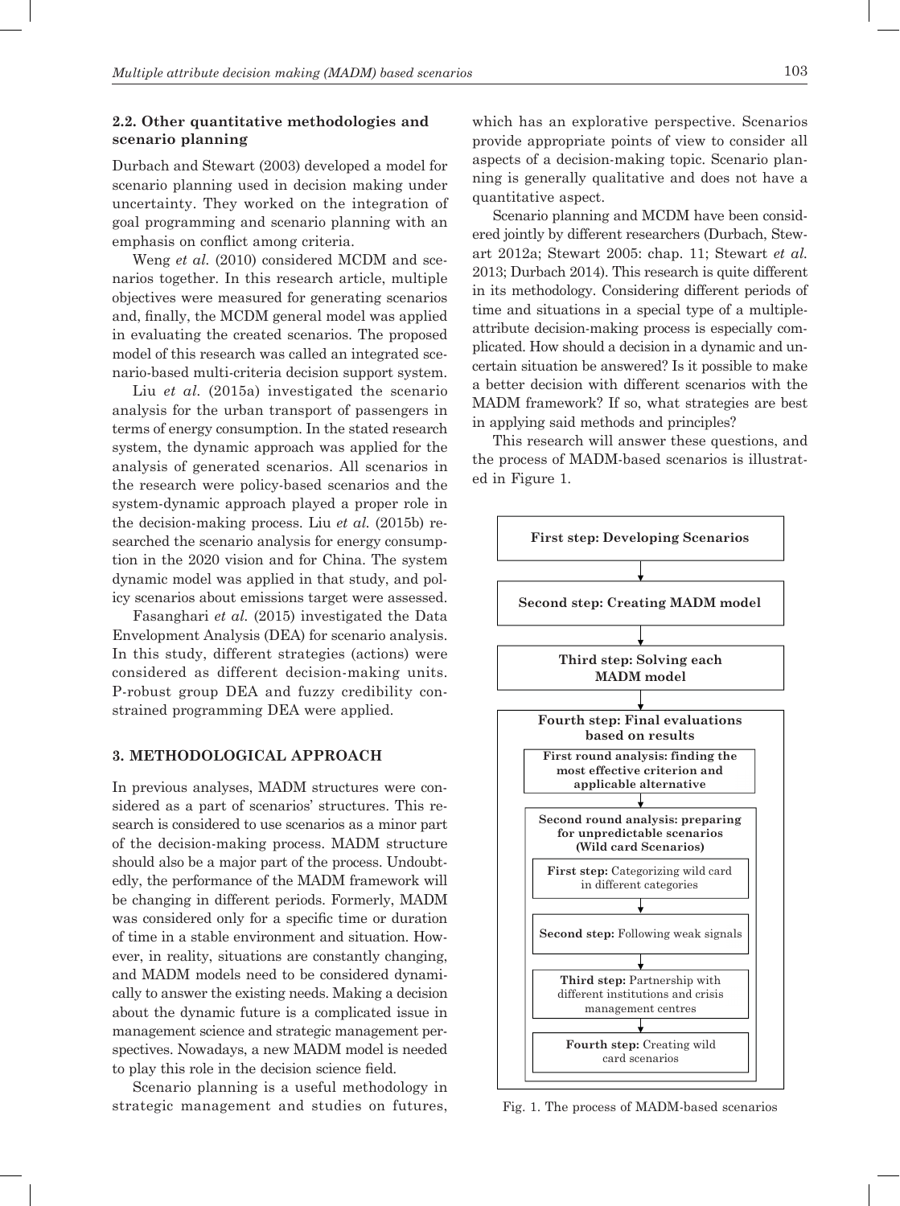### 2.2. Other quantitative methodologies and scenario planning

Durbach and Stewart (2003) developed a model for scenario planning used in decision making under uncertainty. They worked on the integration of goal programming and scenario planning with an emphasis on conflict among criteria.

Weng *et al.* (2010) considered MCDM and scenarios together. In this research article, multiple objectives were measured for generating scenarios and, finally, the MCDM general model was applied in evaluating the created scenarios. The proposed model of this research was called an integrated scenario-based multi-criteria decision support system.

Liu *et al.* (2015a) investigated the scenario analysis for the urban transport of passengers in terms of energy consumption. In the stated research system, the dynamic approach was applied for the analysis of generated scenarios. All scenarios in the research were policy-based scenarios and the system-dynamic approach played a proper role in the decision-making process. Liu *et al.* (2015b) researched the scenario analysis for energy consumption in the 2020 vision and for China. The system dynamic model was applied in that study, and policy scenarios about emissions target were assessed.

Fasanghari *et al.* (2015) investigated the Data Envelopment Analysis (DEA) for scenario analysis. In this study, different strategies (actions) were considered as different decision-making units. P-robust group DEA and fuzzy credibility constrained programming DEA were applied.

## 3. METHODOLOGICAL APPROACH

In previous analyses, MADM structures were considered as a part of scenarios' structures. This research is considered to use scenarios as a minor part of the decision-making process. MADM structure should also be a major part of the process. Undoubtedly, the performance of the MADM framework will be changing in different periods. Formerly, MADM was considered only for a specific time or duration of time in a stable environment and situation. However, in reality, situations are constantly changing, and MADM models need to be considered dynamically to answer the existing needs. Making a decision about the dynamic future is a complicated issue in management science and strategic management perspectives. Nowadays, a new MADM model is needed to play this role in the decision science field.

Scenario planning is a useful methodology in strategic management and studies on futures, which has an explorative perspective. Scenarios provide appropriate points of view to consider all aspects of a decision-making topic. Scenario planning is generally qualitative and does not have a quantitative aspect.

Scenario planning and MCDM have been considered jointly by different researchers (Durbach, Stewart 2012a; Stewart 2005: chap. 11; Stewart *et al.* 2013; Durbach 2014). This research is quite different in its methodology. Considering different periods of time and situations in a special type of a multiple-attribute decision-making process is especially complicated. How should a decision in a dynamic and uncertain situation be answered? Is it possible to make a better decision with different scenarios with the MADM framework? If so, what strategies are best in applying said methods and principles?

This research will answer these questions, and the process of MADM-based scenarios is illustrated in Figure 1.

**First step: Developing Scenarios**

**Second step: Creating MADM model**

**Third step: Solving each MADM model**

**Fourth step: Final evaluations based on results**

**First round analysis: finding the most effective criterion and applicable alternative**

**Second round analysis: preparing for unpredictable scenarios (Wild card Scenarios)**

**First step:** Categorizing wild card in different categories

**Second step:** Following weak signals

**Third step:** Partnership with different institutions and crisis management centres

**Fourth step:** Creating wild card scenarios

Fig. 1. The process of MADM-based scenarios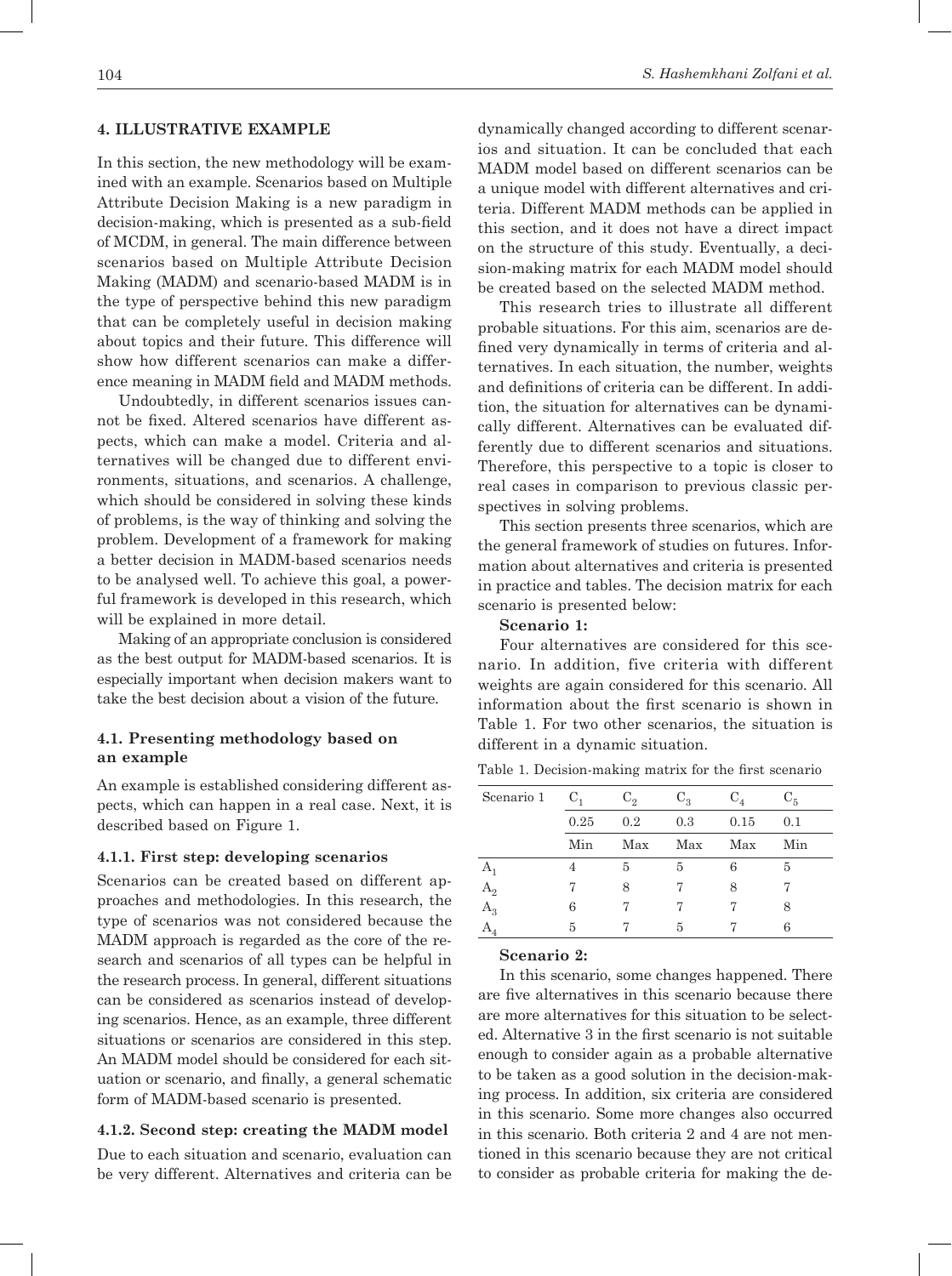## 4. ILLUSTRATIVE EXAMPLE

In this section, the new methodology will be examined with an example. Scenarios based on Multiple Attribute Decision Making is a new paradigm in decision-making, which is presented as a sub-field of MCDM, in general. The main difference between scenarios based on Multiple Attribute Decision Making (MADM) and scenario-based MADM is in the type of perspective behind this new paradigm that can be completely useful in decision making about topics and their future. This difference will show how different scenarios can make a difference meaning in MADM field and MADM methods.

Undoubtedly, in different scenarios issues cannot be fixed. Altered scenarios have different aspects, which can make a model. Criteria and alternatives will be changed due to different environments, situations, and scenarios. A challenge, which should be considered in solving these kinds of problems, is the way of thinking and solving the problem. Development of a framework for making a better decision in MADM-based scenarios needs to be analysed well. To achieve this goal, a powerful framework is developed in this research, which will be explained in more detail.

Making of an appropriate conclusion is considered as the best output for MADM-based scenarios. It is especially important when decision makers want to take the best decision about a vision of the future.

### 4.1. Presenting methodology based on an example

An example is established considering different aspects, which can happen in a real case. Next, it is described based on Figure 1.

#### 4.1.1. First step: developing scenarios

Scenarios can be created based on different approaches and methodologies. In this research, the type of scenarios was not considered because the MADM approach is regarded as the core of the research and scenarios of all types can be helpful in the research process. In general, different situations can be considered as scenarios instead of developing scenarios. Hence, as an example, three different situations or scenarios are considered in this step. An MADM model should be considered for each situation or scenario, and finally, a general schematic form of MADM-based scenario is presented.

#### 4.1.2. Second step: creating the MADM model

Due to each situation and scenario, evaluation can be very different. Alternatives and criteria can be dynamically changed according to different scenarios and situation. It can be concluded that each MADM model based on different scenarios can be a unique model with different alternatives and criteria. Different MADM methods can be applied in this section, and it does not have a direct impact on the structure of this study. Eventually, a decision-making matrix for each MADM model should be created based on the selected MADM method.

This research tries to illustrate all different probable situations. For this aim, scenarios are defined very dynamically in terms of criteria and alternatives. In each situation, the number, weights and definitions of criteria can be different. In addition, the situation for alternatives can be dynamically different. Alternatives can be evaluated differently due to different scenarios and situations. Therefore, this perspective to a topic is closer to real cases in comparison to previous classic perspectives in solving problems.

This section presents three scenarios, which are the general framework of studies on futures. Information about alternatives and criteria is presented in practice and tables. The decision matrix for each scenario is presented below:

**Scenario 1:**

Four alternatives are considered for this scenario. In addition, five criteria with different weights are again considered for this scenario. All information about the first scenario is shown in Table 1. For two other scenarios, the situation is different in a dynamic situation.

Table 1. Decision-making matrix for the first scenario

| Scenario 1 | $C_1$ | $C_2$ | $C_3$ | $C_4$ | $C_5$ |
|---|---|---|---|---|---|
| | 0.25 | 0.2 | 0.3 | 0.15 | 0.1 |
| | Min | Max | Max | Max | Min |
| $A_1$ | 4 | 5 | 5 | 6 | 5 |
| $A_2$ | 7 | 8 | 7 | 8 | 7 |
| $A_3$ | 6 | 7 | 7 | 7 | 8 |
| $A_4$ | 5 | 7 | 5 | 7 | 6 |

**Scenario 2:**

In this scenario, some changes happened. There are five alternatives in this scenario because there are more alternatives for this situation to be selected. Alternative 3 in the first scenario is not suitable enough to consider again as a probable alternative to be taken as a good solution in the decision-making process. In addition, six criteria are considered in this scenario. Some more changes also occurred in this scenario. Both criteria 2 and 4 are not mentioned in this scenario because they are not critical to consider as probable criteria for making the de-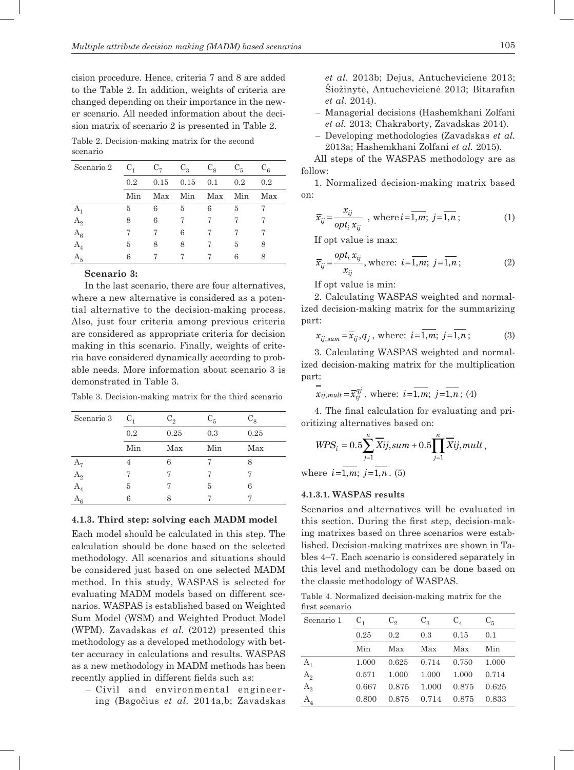cision procedure. Hence, criteria 7 and 8 are added to the Table 2. In addition, weights of criteria are changed depending on their importance in the newer scenario. All needed information about the decision matrix of scenario 2 is presented in Table 2.

Table 2. Decision-making matrix for the second scenario

| Scenario 2 | $C_1$ | $C_7$ | $C_3$ | $C_8$ | $C_5$ | $C_6$ |
|---|---|---|---|---|---|---|
| | 0.2 | 0.15 | 0.15 | 0.1 | 0.2 | 0.2 |
| | Min | Max | Min | Max | Min | Max |
| $A_1$ | 5 | 6 | 5 | 6 | 5 | 7 |
| $A_2$ | 8 | 6 | 7 | 7 | 7 | 7 |
| $A_6$ | 7 | 7 | 6 | 7 | 7 | 7 |
| $A_4$ | 5 | 8 | 8 | 7 | 5 | 8 |
| $A_5$ | 6 | 7 | 7 | 7 | 6 | 8 |

**Scenario 3:**

In the last scenario, there are four alternatives, where a new alternative is considered as a potential alternative to the decision-making process. Also, just four criteria among previous criteria are considered as appropriate criteria for decision making in this scenario. Finally, weights of criteria have considered dynamically according to probable needs. More information about scenario 3 is demonstrated in Table 3.

Table 3. Decision-making matrix for the third scenario

| Scenario 3 | $C_1$ | $C_2$ | $C_5$ | $C_8$ |
|---|---|---|---|---|
| | 0.2 | 0.25 | 0.3 | 0.25 |
| | Min | Max | Min | Max |
| $A_7$ | 4 | 6 | 7 | 8 |
| $A_2$ | 7 | 7 | 7 | 7 |
| $A_4$ | 5 | 7 | 5 | 6 |
| $A_6$ | 6 | 8 | 7 | 7 |

#### 4.1.3. Third step: solving each MADM model

Each model should be calculated in this step. The calculation should be done based on the selected methodology. All scenarios and situations should be considered just based on one selected MADM method. In this study, WASPAS is selected for evaluating MADM models based on different scenarios. WASPAS is established based on Weighted Sum Model (WSM) and Weighted Product Model (WPM). Zavadskas *et al.* (2012) presented this methodology as a developed methodology with better accuracy in calculations and results. WASPAS as a new methodology in MADM methods has been recently applied in different fields such as:

- Civil and environmental engineering (Bagočius *et al.* 2014a,b; Zavadskas *et al.* 2013b; Dejus, Antucheviciene 2013; Šiožinytė, Antuchevičienė 2013; Bitarafan *et al.* 2014).
- Managerial decisions (Hashemkhani Zolfani *et al.* 2013; Chakraborty, Zavadskas 2014).
- Developing methodologies (Zavadskas *et al.* 2013a; Hashemkhani Zolfani *et al.* 2015).

All steps of the WASPAS methodology are as follow:

1. Normalized decision-making matrix based on:

$$\bar{x}_{ij} = \frac{x_{ij}}{opt_i \, x_{ij}}, \text{ where } i=\overline{1,m};\ j=\overline{1,n}; \tag{1}$$

If opt value is max:

$$\bar{x}_{ij} = \frac{opt_i \, x_{ij}}{x_{ij}}, \text{ where: } i=\overline{1,m};\ j=\overline{1,n}; \tag{2}$$

If opt value is min:

2. Calculating WASPAS weighted and normalized decision-making matrix for the summarizing part:

$$x_{ij,sum} = \bar{x}_{ij}, q_j, \text{ where: } i=\overline{1,m};\ j=\overline{1,n}; \tag{3}$$

3. Calculating WASPAS weighted and normalized decision-making matrix for the multiplication part:

$$\bar{\bar{x}}_{ij,mult} = \bar{x}_{ij}^{qj}, \text{ where: } i=\overline{1,m};\ j=\overline{1,n}; \tag{4}$$

4. The final calculation for evaluating and prioritizing alternatives based on:

$$WPS_i = 0.5\sum_{j=1}^{n} \bar{\bar{X}}ij,sum + 0.5\prod_{j=1}^{n} \bar{\bar{X}}ij,mult,$$

where $i=\overline{1,m};\ j=\overline{1,n}$. (5)

##### 4.1.3.1. WASPAS results

Scenarios and alternatives will be evaluated in this section. During the first step, decision-making matrixes based on three scenarios were established. Decision-making matrixes are shown in Tables 4–7. Each scenario is considered separately in this level and methodology can be done based on the classic methodology of WASPAS.

Table 4. Normalized decision-making matrix for the first scenario

| Scenario 1 | $C_1$ | $C_2$ | $C_3$ | $C_4$ | $C_5$ |
|---|---|---|---|---|---|
| | 0.25 | 0.2 | 0.3 | 0.15 | 0.1 |
| | Min | Max | Max | Max | Min |
| $A_1$ | 1.000 | 0.625 | 0.714 | 0.750 | 1.000 |
| $A_2$ | 0.571 | 1.000 | 1.000 | 1.000 | 0.714 |
| $A_3$ | 0.667 | 0.875 | 1.000 | 0.875 | 0.625 |
| $A_4$ | 0.800 | 0.875 | 0.714 | 0.875 | 0.833 |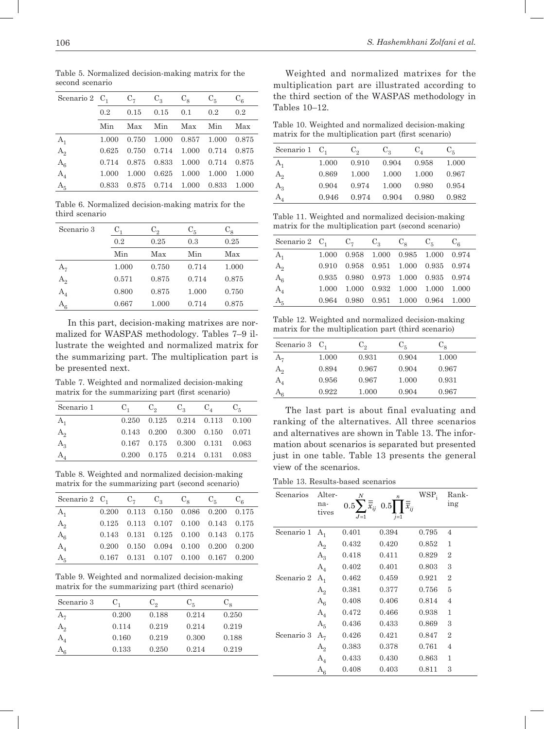Table 5. Normalized decision-making matrix for the second scenario

| Scenario 2 | $C_1$ | $C_7$ | $C_3$ | $C_8$ | $C_5$ | $C_6$ |
|---|---|---|---|---|---|---|
| | 0.2 | 0.15 | 0.15 | 0.1 | 0.2 | 0.2 |
| | Min | Max | Min | Max | Min | Max |
| $A_1$ | 1.000 | 0.750 | 1.000 | 0.857 | 1.000 | 0.875 |
| $A_2$ | 0.625 | 0.750 | 0.714 | 1.000 | 0.714 | 0.875 |
| $A_6$ | 0.714 | 0.875 | 0.833 | 1.000 | 0.714 | 0.875 |
| $A_4$ | 1.000 | 1.000 | 0.625 | 1.000 | 1.000 | 1.000 |
| $A_5$ | 0.833 | 0.875 | 0.714 | 1.000 | 0.833 | 1.000 |

Table 6. Normalized decision-making matrix for the third scenario

| Scenario 3 | $C_1$ | $C_2$ | $C_5$ | $C_8$ |
|---|---|---|---|---|
| | 0.2 | 0.25 | 0.3 | 0.25 |
| | Min | Max | Min | Max |
| $A_7$ | 1.000 | 0.750 | 0.714 | 1.000 |
| $A_2$ | 0.571 | 0.875 | 0.714 | 0.875 |
| $A_4$ | 0.800 | 0.875 | 1.000 | 0.750 |
| $A_6$ | 0.667 | 1.000 | 0.714 | 0.875 |

In this part, decision-making matrixes are normalized for WASPAS methodology. Tables 7–9 illustrate the weighted and normalized matrix for the summarizing part. The multiplication part is be presented next.

Table 7. Weighted and normalized decision-making matrix for the summarizing part (first scenario)

| Scenario 1 | $C_1$ | $C_2$ | $C_3$ | $C_4$ | $C_5$ |
|---|---|---|---|---|---|
| $A_1$ | 0.250 | 0.125 | 0.214 | 0.113 | 0.100 |
| $A_2$ | 0.143 | 0.200 | 0.300 | 0.150 | 0.071 |
| $A_3$ | 0.167 | 0.175 | 0.300 | 0.131 | 0.063 |
| $A_4$ | 0.200 | 0.175 | 0.214 | 0.131 | 0.083 |

Table 8. Weighted and normalized decision-making matrix for the summarizing part (second scenario)

| Scenario 2 | $C_1$ | $C_7$ | $C_3$ | $C_8$ | $C_5$ | $C_6$ |
|---|---|---|---|---|---|---|
| $A_1$ | 0.200 | 0.113 | 0.150 | 0.086 | 0.200 | 0.175 |
| $A_2$ | 0.125 | 0.113 | 0.107 | 0.100 | 0.143 | 0.175 |
| $A_6$ | 0.143 | 0.131 | 0.125 | 0.100 | 0.143 | 0.175 |
| $A_4$ | 0.200 | 0.150 | 0.094 | 0.100 | 0.200 | 0.200 |
| $A_5$ | 0.167 | 0.131 | 0.107 | 0.100 | 0.167 | 0.200 |

Table 9. Weighted and normalized decision-making matrix for the summarizing part (third scenario)

| Scenario 3 | $C_1$ | $C_2$ | $C_5$ | $C_8$ |
|---|---|---|---|---|
| $A_7$ | 0.200 | 0.188 | 0.214 | 0.250 |
| $A_2$ | 0.114 | 0.219 | 0.214 | 0.219 |
| $A_4$ | 0.160 | 0.219 | 0.300 | 0.188 |
| $A_6$ | 0.133 | 0.250 | 0.214 | 0.219 |

Weighted and normalized matrixes for the multiplication part are illustrated according to the third section of the WASPAS methodology in Tables 10–12.

Table 10. Weighted and normalized decision-making matrix for the multiplication part (first scenario)

| Scenario 1 | $C_1$ | $C_2$ | $C_3$ | $C_4$ | $C_5$ |
|---|---|---|---|---|---|
| $A_1$ | 1.000 | 0.910 | 0.904 | 0.958 | 1.000 |
| $A_2$ | 0.869 | 1.000 | 1.000 | 1.000 | 0.967 |
| $A_3$ | 0.904 | 0.974 | 1.000 | 0.980 | 0.954 |
| $A_4$ | 0.946 | 0.974 | 0.904 | 0.980 | 0.982 |

Table 11. Weighted and normalized decision-making matrix for the multiplication part (second scenario)

| Scenario 2 | $C_1$ | $C_7$ | $C_3$ | $C_8$ | $C_5$ | $C_6$ |
|---|---|---|---|---|---|---|
| $A_1$ | 1.000 | 0.958 | 1.000 | 0.985 | 1.000 | 0.974 |
| $A_2$ | 0.910 | 0.958 | 0.951 | 1.000 | 0.935 | 0.974 |
| $A_6$ | 0.935 | 0.980 | 0.973 | 1.000 | 0.935 | 0.974 |
| $A_4$ | 1.000 | 1.000 | 0.932 | 1.000 | 1.000 | 1.000 |
| $A_5$ | 0.964 | 0.980 | 0.951 | 1.000 | 0.964 | 1.000 |

Table 12. Weighted and normalized decision-making matrix for the multiplication part (third scenario)

| Scenario 3 | $C_1$ | $C_2$ | $C_5$ | $C_8$ |
|---|---|---|---|---|
| $A_7$ | 1.000 | 0.931 | 0.904 | 1.000 |
| $A_2$ | 0.894 | 0.967 | 0.904 | 0.967 |
| $A_4$ | 0.956 | 0.967 | 1.000 | 0.931 |
| $A_6$ | 0.922 | 1.000 | 0.904 | 0.967 |

The last part is about final evaluating and ranking of the alternatives. All three scenarios and alternatives are shown in Table 13. The information about scenarios is separated but presented just in one table. Table 13 presents the general view of the scenarios.

Table 13. Results-based scenarios

| Scenarios | Alternatives | $0.5\sum_{J=1}^{N}\bar{\bar{x}}_{ij}$ | $0.5\prod_{j=1}^{n}\bar{\bar{x}}_{ij}$ | $WSP_i$ | Ranking |
|---|---|---|---|---|---|
| Scenario 1 | $A_1$ | 0.401 | 0.394 | 0.795 | 4 |
| | $A_2$ | 0.432 | 0.420 | 0.852 | 1 |
| | $A_3$ | 0.418 | 0.411 | 0.829 | 2 |
| | $A_4$ | 0.402 | 0.401 | 0.803 | 3 |
| Scenario 2 | $A_1$ | 0.462 | 0.459 | 0.921 | 2 |
| | $A_2$ | 0.381 | 0.377 | 0.756 | 5 |
| | $A_6$ | 0.408 | 0.406 | 0.814 | 4 |
| | $A_4$ | 0.472 | 0.466 | 0.938 | 1 |
| | $A_5$ | 0.436 | 0.433 | 0.869 | 3 |
| Scenario 3 | $A_7$ | 0.426 | 0.421 | 0.847 | 2 |
| | $A_2$ | 0.383 | 0.378 | 0.761 | 4 |
| | $A_4$ | 0.433 | 0.430 | 0.863 | 1 |
| | $A_6$ | 0.408 | 0.403 | 0.811 | 3 |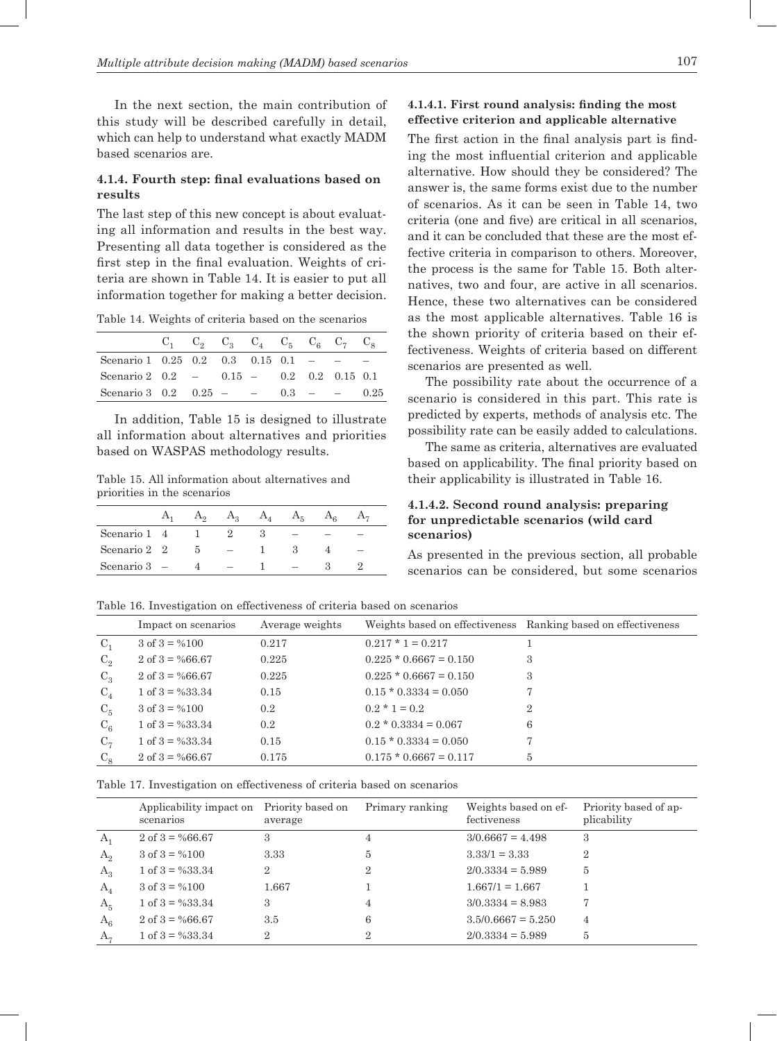In the next section, the main contribution of this study will be described carefully in detail, which can help to understand what exactly MADM based scenarios are.

### 4.1.4. Fourth step: final evaluations based on results

The last step of this new concept is about evaluating all information and results in the best way. Presenting all data together is considered as the first step in the final evaluation. Weights of criteria are shown in Table 14. It is easier to put all information together for making a better decision.

Table 14. Weights of criteria based on the scenarios

| | $C_1$ | $C_2$ | $C_3$ | $C_4$ | $C_5$ | $C_6$ | $C_7$ | $C_8$ |
|---|---|---|---|---|---|---|---|---|
| Scenario 1 | 0.25 | 0.2 | 0.3 | 0.15 | 0.1 | – | – | – |
| Scenario 2 | 0.2 | – | 0.15 | – | 0.2 | 0.2 | 0.15 | 0.1 |
| Scenario 3 | 0.2 | 0.25 | – | – | 0.3 | – | – | 0.25 |

In addition, Table 15 is designed to illustrate all information about alternatives and priorities based on WASPAS methodology results.

Table 15. All information about alternatives and priorities in the scenarios

| | $A_1$ | $A_2$ | $A_3$ | $A_4$ | $A_5$ | $A_6$ | $A_7$ |
|---|---|---|---|---|---|---|---|
| Scenario 1 | 4 | 1 | 2 | 3 | – | – | – |
| Scenario 2 | 2 | 5 | – | 1 | 3 | 4 | – |
| Scenario 3 | – | 4 | – | 1 | – | 3 | 2 |

#### 4.1.4.1. First round analysis: finding the most effective criterion and applicable alternative

The first action in the final analysis part is finding the most influential criterion and applicable alternative. How should they be considered? The answer is, the same forms exist due to the number of scenarios. As it can be seen in Table 14, two criteria (one and five) are critical in all scenarios, and it can be concluded that these are the most effective criteria in comparison to others. Moreover, the process is the same for Table 15. Both alternatives, two and four, are active in all scenarios. Hence, these two alternatives can be considered as the most applicable alternatives. Table 16 is the shown priority of criteria based on their effectiveness. Weights of criteria based on different scenarios are presented as well.

The possibility rate about the occurrence of a scenario is considered in this part. This rate is predicted by experts, methods of analysis etc. The possibility rate can be easily added to calculations.

The same as criteria, alternatives are evaluated based on applicability. The final priority based on their applicability is illustrated in Table 16.

#### 4.1.4.2. Second round analysis: preparing for unpredictable scenarios (wild card scenarios)

As presented in the previous section, all probable scenarios can be considered, but some scenarios

Table 16. Investigation on effectiveness of criteria based on scenarios

| | Impact on scenarios | Average weights | Weights based on effectiveness | Ranking based on effectiveness |
|---|---|---|---|---|
| $C_1$ | 3 of 3 = %100 | 0.217 | 0.217 * 1 = 0.217 | 1 |
| $C_2$ | 2 of 3 = %66.67 | 0.225 | 0.225 * 0.6667 = 0.150 | 3 |
| $C_3$ | 2 of 3 = %66.67 | 0.225 | 0.225 * 0.6667 = 0.150 | 3 |
| $C_4$ | 1 of 3 = %33.34 | 0.15 | 0.15 * 0.3334 = 0.050 | 7 |
| $C_5$ | 3 of 3 = %100 | 0.2 | 0.2 * 1 = 0.2 | 2 |
| $C_6$ | 1 of 3 = %33.34 | 0.2 | 0.2 * 0.3334 = 0.067 | 6 |
| $C_7$ | 1 of 3 = %33.34 | 0.15 | 0.15 * 0.3334 = 0.050 | 7 |
| $C_8$ | 2 of 3 = %66.67 | 0.175 | 0.175 * 0.6667 = 0.117 | 5 |

Table 17. Investigation on effectiveness of criteria based on scenarios

| | Applicability impact on scenarios | Priority based on average | Primary ranking | Weights based on effectiveness | Priority based of applicability |
|---|---|---|---|---|---|
| $A_1$ | 2 of 3 = %66.67 | 3 | 4 | 3/0.6667 = 4.498 | 3 |
| $A_2$ | 3 of 3 = %100 | 3.33 | 5 | 3.33/1 = 3.33 | 2 |
| $A_3$ | 1 of 3 = %33.34 | 2 | 2 | 2/0.3334 = 5.989 | 5 |
| $A_4$ | 3 of 3 = %100 | 1.667 | 1 | 1.667/1 = 1.667 | 1 |
| $A_5$ | 1 of 3 = %33.34 | 3 | 4 | 3/0.3334 = 8.983 | 7 |
| $A_6$ | 2 of 3 = %66.67 | 3.5 | 6 | 3.5/0.6667 = 5.250 | 4 |
| $A_7$ | 1 of 3 = %33.34 | 2 | 2 | 2/0.3334 = 5.989 | 5 |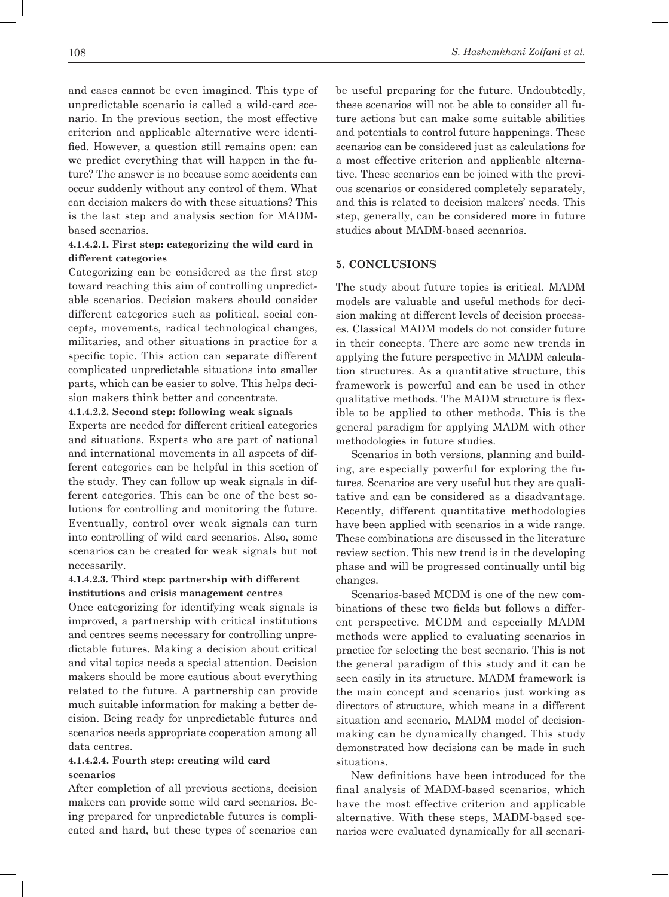and cases cannot be even imagined. This type of unpredictable scenario is called a wild-card scenario. In the previous section, the most effective criterion and applicable alternative were identified. However, a question still remains open: can we predict everything that will happen in the future? The answer is no because some accidents can occur suddenly without any control of them. What can decision makers do with these situations? This is the last step and analysis section for MADM-based scenarios.

#### 4.1.4.2.1. First step: categorizing the wild card in different categories

Categorizing can be considered as the first step toward reaching this aim of controlling unpredictable scenarios. Decision makers should consider different categories such as political, social concepts, movements, radical technological changes, militaries, and other situations in practice for a specific topic. This action can separate different complicated unpredictable situations into smaller parts, which can be easier to solve. This helps decision makers think better and concentrate.

#### 4.1.4.2.2. Second step: following weak signals

Experts are needed for different critical categories and situations. Experts who are part of national and international movements in all aspects of different categories can be helpful in this section of the study. They can follow up weak signals in different categories. This can be one of the best solutions for controlling and monitoring the future. Eventually, control over weak signals can turn into controlling of wild card scenarios. Also, some scenarios can be created for weak signals but not necessarily.

#### 4.1.4.2.3. Third step: partnership with different institutions and crisis management centres

Once categorizing for identifying weak signals is improved, a partnership with critical institutions and centres seems necessary for controlling unpredictable futures. Making a decision about critical and vital topics needs a special attention. Decision makers should be more cautious about everything related to the future. A partnership can provide much suitable information for making a better decision. Being ready for unpredictable futures and scenarios needs appropriate cooperation among all data centres.

#### 4.1.4.2.4. Fourth step: creating wild card scenarios

After completion of all previous sections, decision makers can provide some wild card scenarios. Being prepared for unpredictable futures is complicated and hard, but these types of scenarios can be useful preparing for the future. Undoubtedly, these scenarios will not be able to consider all future actions but can make some suitable abilities and potentials to control future happenings. These scenarios can be considered just as calculations for a most effective criterion and applicable alternative. These scenarios can be joined with the previous scenarios or considered completely separately, and this is related to decision makers' needs. This step, generally, can be considered more in future studies about MADM-based scenarios.

## 5. CONCLUSIONS

The study about future topics is critical. MADM models are valuable and useful methods for decision making at different levels of decision processes. Classical MADM models do not consider future in their concepts. There are some new trends in applying the future perspective in MADM calculation structures. As a quantitative structure, this framework is powerful and can be used in other qualitative methods. The MADM structure is flexible to be applied to other methods. This is the general paradigm for applying MADM with other methodologies in future studies.

Scenarios in both versions, planning and building, are especially powerful for exploring the futures. Scenarios are very useful but they are qualitative and can be considered as a disadvantage. Recently, different quantitative methodologies have been applied with scenarios in a wide range. These combinations are discussed in the literature review section. This new trend is in the developing phase and will be progressed continually until big changes.

Scenarios-based MCDM is one of the new combinations of these two fields but follows a different perspective. MCDM and especially MADM methods were applied to evaluating scenarios in practice for selecting the best scenario. This is not the general paradigm of this study and it can be seen easily in its structure. MADM framework is the main concept and scenarios just working as directors of structure, which means in a different situation and scenario, MADM model of decision-making can be dynamically changed. This study demonstrated how decisions can be made in such situations.

New definitions have been introduced for the final analysis of MADM-based scenarios, which have the most effective criterion and applicable alternative. With these steps, MADM-based scenarios were evaluated dynamically for all scenari-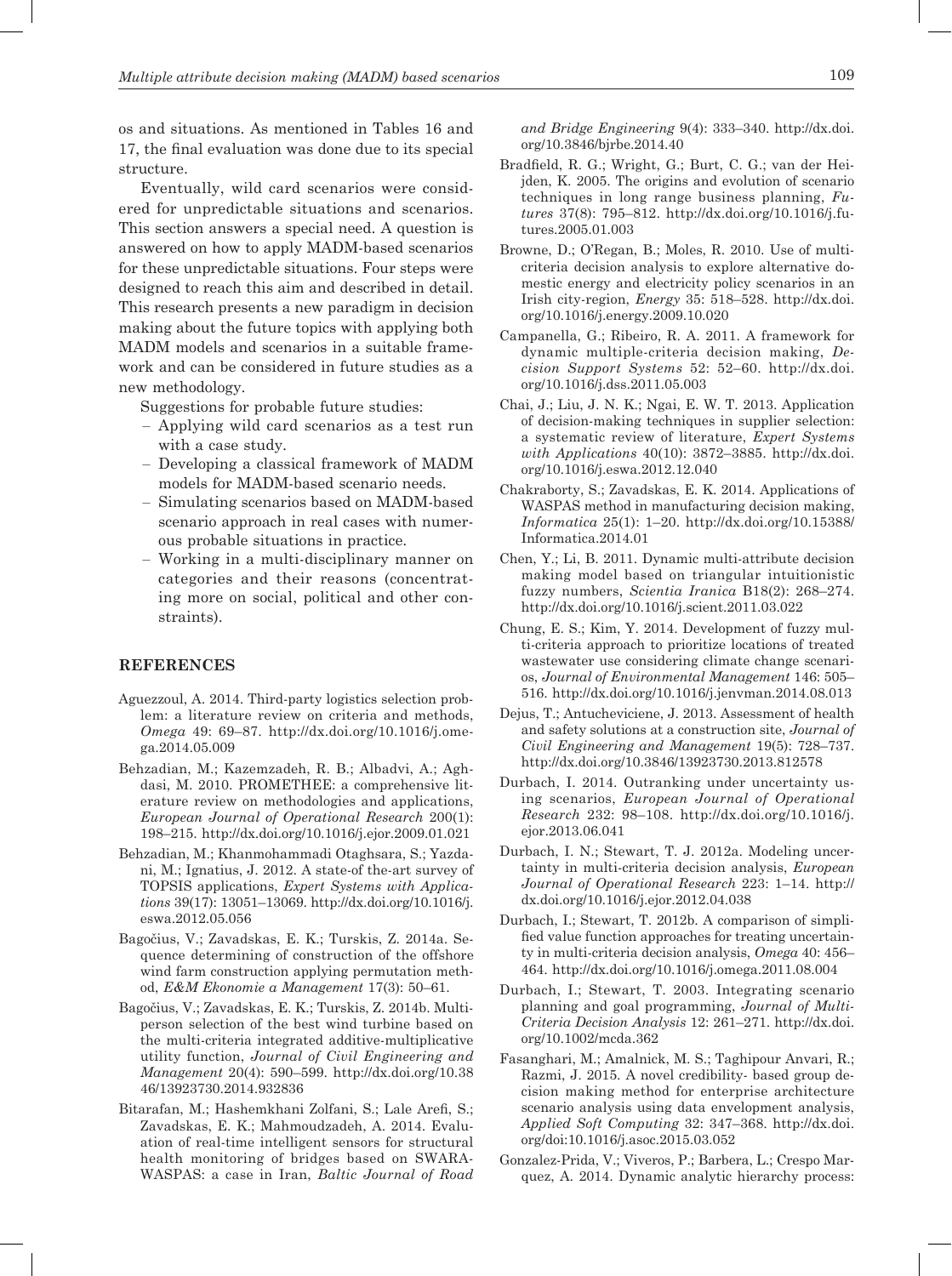os and situations. As mentioned in Tables 16 and 17, the final evaluation was done due to its special structure.

Eventually, wild card scenarios were considered for unpredictable situations and scenarios. This section answers a special need. A question is answered on how to apply MADM-based scenarios for these unpredictable situations. Four steps were designed to reach this aim and described in detail. This research presents a new paradigm in decision making about the future topics with applying both MADM models and scenarios in a suitable framework and can be considered in future studies as a new methodology.

Suggestions for probable future studies:

- Applying wild card scenarios as a test run with a case study.
- Developing a classical framework of MADM models for MADM-based scenario needs.
- Simulating scenarios based on MADM-based scenario approach in real cases with numerous probable situations in practice.
- Working in a multi-disciplinary manner on categories and their reasons (concentrating more on social, political and other constraints).

## REFERENCES

Aguezzoul, A. 2014. Third-party logistics selection problem: a literature review on criteria and methods, *Omega* 49: 69–87. http://dx.doi.org/10.1016/j.omega.2014.05.009

Behzadian, M.; Kazemzadeh, R. B.; Albadvi, A.; Aghdasi, M. 2010. PROMETHEE: a comprehensive literature review on methodologies and applications, *European Journal of Operational Research* 200(1): 198–215. http://dx.doi.org/10.1016/j.ejor.2009.01.021

Behzadian, M.; Khanmohammadi Otaghsara, S.; Yazdani, M.; Ignatius, J. 2012. A state-of the-art survey of TOPSIS applications, *Expert Systems with Applications* 39(17): 13051–13069. http://dx.doi.org/10.1016/j.eswa.2012.05.056

Bagočius, V.; Zavadskas, E. K.; Turskis, Z. 2014a. Sequence determining of construction of the offshore wind farm construction applying permutation method, *E&M Ekonomie a Management* 17(3): 50–61.

Bagočius, V.; Zavadskas, E. K.; Turskis, Z. 2014b. Multi-person selection of the best wind turbine based on the multi-criteria integrated additive-multiplicative utility function, *Journal of Civil Engineering and Management* 20(4): 590–599. http://dx.doi.org/10.3846/13923730.2014.932836

Bitarafan, M.; Hashemkhani Zolfani, S.; Lale Arefi, S.; Zavadskas, E. K.; Mahmoudzadeh, A. 2014. Evaluation of real-time intelligent sensors for structural health monitoring of bridges based on SWARA-WASPAS: a case in Iran, *Baltic Journal of Road and Bridge Engineering* 9(4): 333–340. http://dx.doi.org/10.3846/bjrbe.2014.40

Bradfield, R. G.; Wright, G.; Burt, C. G.; van der Heijden, K. 2005. The origins and evolution of scenario techniques in long range business planning, *Futures* 37(8): 795–812. http://dx.doi.org/10.1016/j.futures.2005.01.003

Browne, D.; O'Regan, B.; Moles, R. 2010. Use of multi-criteria decision analysis to explore alternative domestic energy and electricity policy scenarios in an Irish city-region, *Energy* 35: 518–528. http://dx.doi.org/10.1016/j.energy.2009.10.020

Campanella, G.; Ribeiro, R. A. 2011. A framework for dynamic multiple-criteria decision making, *Decision Support Systems* 52: 52–60. http://dx.doi.org/10.1016/j.dss.2011.05.003

Chai, J.; Liu, J. N. K.; Ngai, E. W. T. 2013. Application of decision-making techniques in supplier selection: a systematic review of literature, *Expert Systems with Applications* 40(10): 3872–3885. http://dx.doi.org/10.1016/j.eswa.2012.12.040

Chakraborty, S.; Zavadskas, E. K. 2014. Applications of WASPAS method in manufacturing decision making, *Informatica* 25(1): 1–20. http://dx.doi.org/10.15388/Informatica.2014.01

Chen, Y.; Li, B. 2011. Dynamic multi-attribute decision making model based on triangular intuitionistic fuzzy numbers, *Scientia Iranica* B18(2): 268–274. http://dx.doi.org/10.1016/j.scient.2011.03.022

Chung, E. S.; Kim, Y. 2014. Development of fuzzy multi-criteria approach to prioritize locations of treated wastewater use considering climate change scenarios, *Journal of Environmental Management* 146: 505–516. http://dx.doi.org/10.1016/j.jenvman.2014.08.013

Dejus, T.; Antucheviciene, J. 2013. Assessment of health and safety solutions at a construction site, *Journal of Civil Engineering and Management* 19(5): 728–737. http://dx.doi.org/10.3846/13923730.2013.812578

Durbach, I. 2014. Outranking under uncertainty using scenarios, *European Journal of Operational Research* 232: 98–108. http://dx.doi.org/10.1016/j.ejor.2013.06.041

Durbach, I. N.; Stewart, T. J. 2012a. Modeling uncertainty in multi-criteria decision analysis, *European Journal of Operational Research* 223: 1–14. http://dx.doi.org/10.1016/j.ejor.2012.04.038

Durbach, I.; Stewart, T. 2012b. A comparison of simplified value function approaches for treating uncertainty in multi-criteria decision analysis, *Omega* 40: 456–464. http://dx.doi.org/10.1016/j.omega.2011.08.004

Durbach, I.; Stewart, T. 2003. Integrating scenario planning and goal programming, *Journal of Multi-Criteria Decision Analysis* 12: 261–271. http://dx.doi.org/10.1002/mcda.362

Fasanghari, M.; Amalnick, M. S.; Taghipour Anvari, R.; Razmi, J. 2015. A novel credibility- based group decision making method for enterprise architecture scenario analysis using data envelopment analysis, *Applied Soft Computing* 32: 347–368. http://dx.doi.org/doi:10.1016/j.asoc.2015.03.052

Gonzalez-Prida, V.; Viveros, P.; Barbera, L.; Crespo Marquez, A. 2014. Dynamic analytic hierarchy process: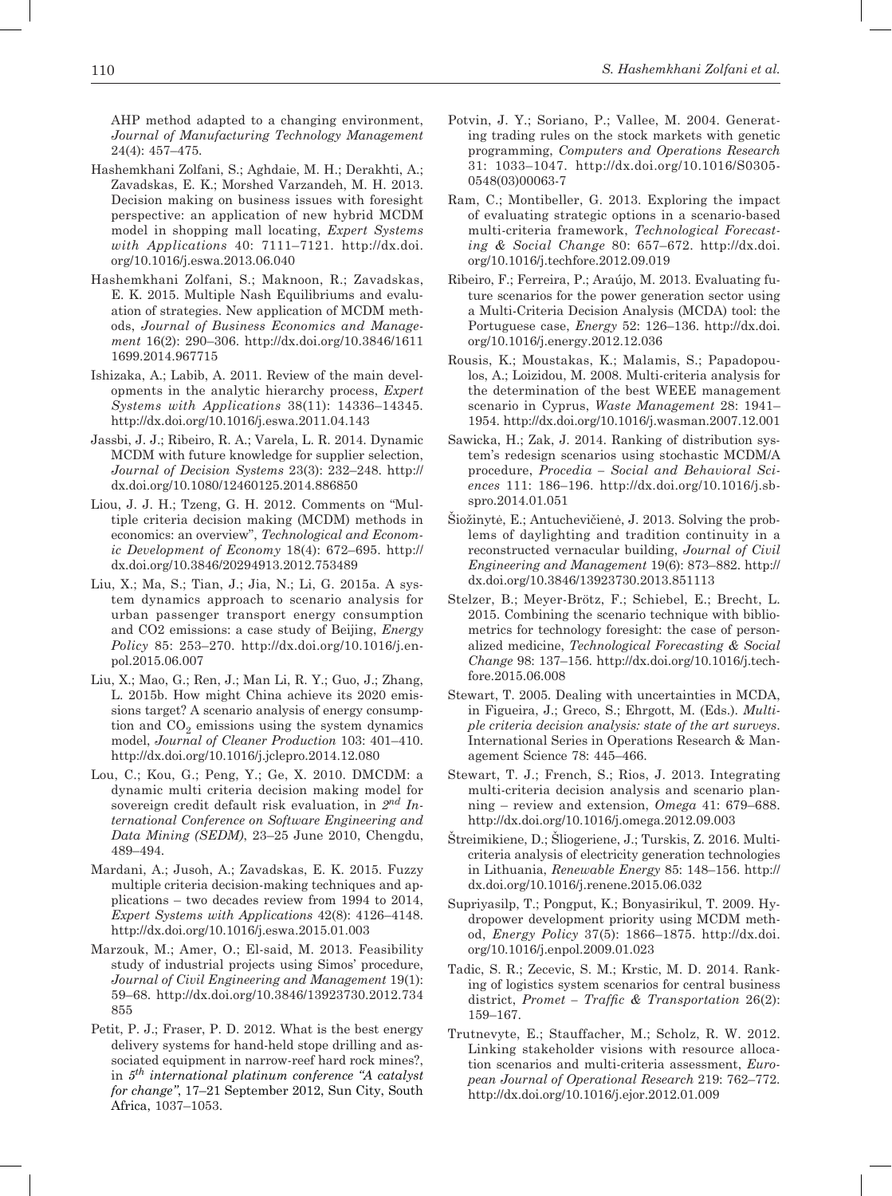AHP method adapted to a changing environment, *Journal of Manufacturing Technology Management* 24(4): 457–475.

Hashemkhani Zolfani, S.; Aghdaie, M. H.; Derakhti, A.; Zavadskas, E. K.; Morshed Varzandeh, M. H. 2013. Decision making on business issues with foresight perspective: an application of new hybrid MCDM model in shopping mall locating, *Expert Systems with Applications* 40: 7111–7121. http://dx.doi.org/10.1016/j.eswa.2013.06.040

Hashemkhani Zolfani, S.; Maknoon, R.; Zavadskas, E. K. 2015. Multiple Nash Equilibriums and evaluation of strategies. New application of MCDM methods, *Journal of Business Economics and Management* 16(2): 290–306. http://dx.doi.org/10.3846/16111699.2014.967715

Ishizaka, A.; Labib, A. 2011. Review of the main developments in the analytic hierarchy process, *Expert Systems with Applications* 38(11): 14336–14345. http://dx.doi.org/10.1016/j.eswa.2011.04.143

Jassbi, J. J.; Ribeiro, R. A.; Varela, L. R. 2014. Dynamic MCDM with future knowledge for supplier selection, *Journal of Decision Systems* 23(3): 232–248. http://dx.doi.org/10.1080/12460125.2014.886850

Liou, J. J. H.; Tzeng, G. H. 2012. Comments on "Multiple criteria decision making (MCDM) methods in economics: an overview", *Technological and Economic Development of Economy* 18(4): 672–695. http://dx.doi.org/10.3846/20294913.2012.753489

Liu, X.; Ma, S.; Tian, J.; Jia, N.; Li, G. 2015a. A system dynamics approach to scenario analysis for urban passenger transport energy consumption and CO2 emissions: a case study of Beijing, *Energy Policy* 85: 253–270. http://dx.doi.org/10.1016/j.enpol.2015.06.007

Liu, X.; Mao, G.; Ren, J.; Man Li, R. Y.; Guo, J.; Zhang, L. 2015b. How might China achieve its 2020 emissions target? A scenario analysis of energy consumption and $CO_2$ emissions using the system dynamics model, *Journal of Cleaner Production* 103: 401–410. http://dx.doi.org/10.1016/j.jclepro.2014.12.080

Lou, C.; Kou, G.; Peng, Y.; Ge, X. 2010. DMCDM: a dynamic multi criteria decision making model for sovereign credit default risk evaluation, in *2nd International Conference on Software Engineering and Data Mining (SEDM)*, 23–25 June 2010, Chengdu, 489–494.

Mardani, A.; Jusoh, A.; Zavadskas, E. K. 2015. Fuzzy multiple criteria decision-making techniques and applications – two decades review from 1994 to 2014, *Expert Systems with Applications* 42(8): 4126–4148. http://dx.doi.org/10.1016/j.eswa.2015.01.003

Marzouk, M.; Amer, O.; El-said, M. 2013. Feasibility study of industrial projects using Simos' procedure, *Journal of Civil Engineering and Management* 19(1): 59–68. http://dx.doi.org/10.3846/13923730.2012.734855

Petit, P. J.; Fraser, P. D. 2012. What is the best energy delivery systems for hand-held stope drilling and associated equipment in narrow-reef hard rock mines?, in *5th international platinum conference "A catalyst for change"*, 17–21 September 2012, Sun City, South Africa, 1037–1053.

Potvin, J. Y.; Soriano, P.; Vallee, M. 2004. Generating trading rules on the stock markets with genetic programming, *Computers and Operations Research* 31: 1033–1047. http://dx.doi.org/10.1016/S0305-0548(03)00063-7

Ram, C.; Montibeller, G. 2013. Exploring the impact of evaluating strategic options in a scenario-based multi-criteria framework, *Technological Forecasting & Social Change* 80: 657–672. http://dx.doi.org/10.1016/j.techfore.2012.09.019

Ribeiro, F.; Ferreira, P.; Araújo, M. 2013. Evaluating future scenarios for the power generation sector using a Multi-Criteria Decision Analysis (MCDA) tool: the Portuguese case, *Energy* 52: 126–136. http://dx.doi.org/10.1016/j.energy.2012.12.036

Rousis, K.; Moustakas, K.; Malamis, S.; Papadopoulos, A.; Loizidou, M. 2008. Multi-criteria analysis for the determination of the best WEEE management scenario in Cyprus, *Waste Management* 28: 1941–1954. http://dx.doi.org/10.1016/j.wasman.2007.12.001

Sawicka, H.; Zak, J. 2014. Ranking of distribution system's redesign scenarios using stochastic MCDM/A procedure, *Procedia – Social and Behavioral Sciences* 111: 186–196. http://dx.doi.org/10.1016/j.sbspro.2014.01.051

Šiožinytė, E.; Antuchevičienė, J. 2013. Solving the problems of daylighting and tradition continuity in a reconstructed vernacular building, *Journal of Civil Engineering and Management* 19(6): 873–882. http://dx.doi.org/10.3846/13923730.2013.851113

Stelzer, B.; Meyer-Brötz, F.; Schiebel, E.; Brecht, L. 2015. Combining the scenario technique with bibliometrics for technology foresight: the case of personalized medicine, *Technological Forecasting & Social Change* 98: 137–156. http://dx.doi.org/10.1016/j.techfore.2015.06.008

Stewart, T. 2005. Dealing with uncertainties in MCDA, in Figueira, J.; Greco, S.; Ehrgott, M. (Eds.). *Multiple criteria decision analysis: state of the art surveys*. International Series in Operations Research & Management Science 78: 445–466.

Stewart, T. J.; French, S.; Rios, J. 2013. Integrating multi-criteria decision analysis and scenario planning – review and extension, *Omega* 41: 679–688. http://dx.doi.org/10.1016/j.omega.2012.09.003

Štreimikiene, D.; Šliogeriene, J.; Turskis, Z. 2016. Multi-criteria analysis of electricity generation technologies in Lithuania, *Renewable Energy* 85: 148–156. http://dx.doi.org/10.1016/j.renene.2015.06.032

Supriyasilp, T.; Pongput, K.; Bonyasirikul, T. 2009. Hydropower development priority using MCDM method, *Energy Policy* 37(5): 1866–1875. http://dx.doi.org/10.1016/j.enpol.2009.01.023

Tadic, S. R.; Zecevic, S. M.; Krstic, M. D. 2014. Ranking of logistics system scenarios for central business district, *Promet – Traffic & Transportation* 26(2): 159–167.

Trutnevyte, E.; Stauffacher, M.; Scholz, R. W. 2012. Linking stakeholder visions with resource allocation scenarios and multi-criteria assessment, *European Journal of Operational Research* 219: 762–772. http://dx.doi.org/10.1016/j.ejor.2012.01.009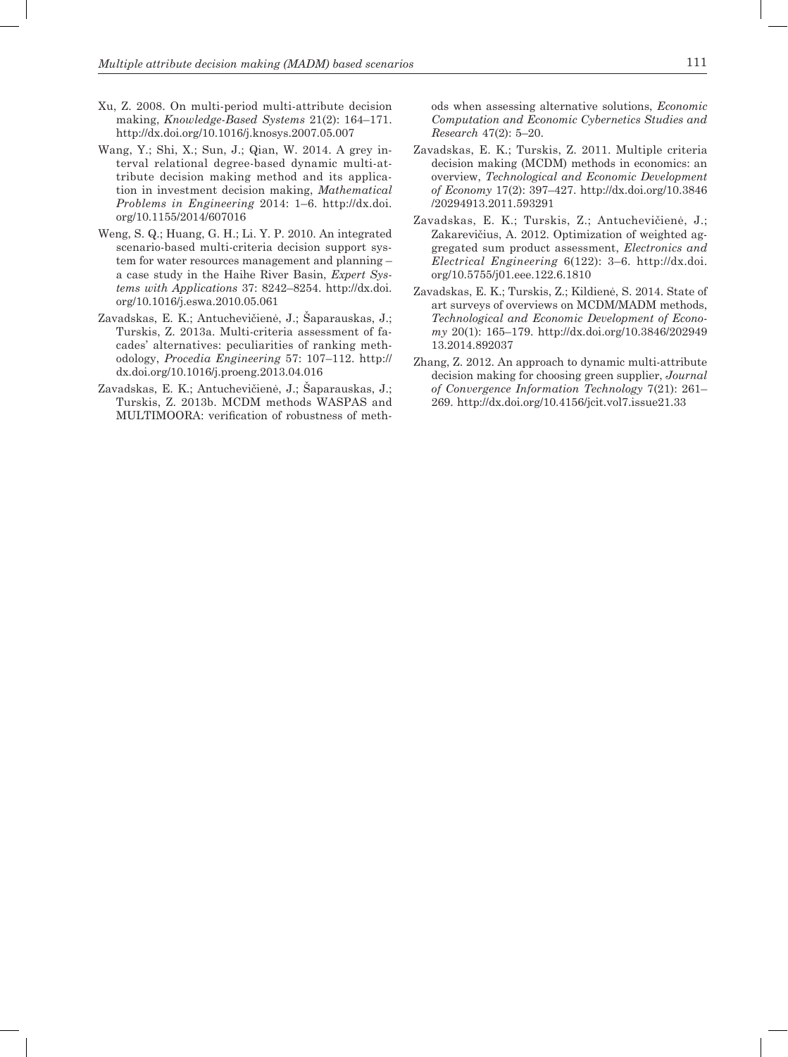Xu, Z. 2008. On multi-period multi-attribute decision making, *Knowledge-Based Systems* 21(2): 164–171. http://dx.doi.org/10.1016/j.knosys.2007.05.007

Wang, Y.; Shi, X.; Sun, J.; Qian, W. 2014. A grey interval relational degree-based dynamic multi-attribute decision making method and its application in investment decision making, *Mathematical Problems in Engineering* 2014: 1–6. http://dx.doi.org/10.1155/2014/607016

Weng, S. Q.; Huang, G. H.; Li. Y. P. 2010. An integrated scenario-based multi-criteria decision support system for water resources management and planning – a case study in the Haihe River Basin, *Expert Systems with Applications* 37: 8242–8254. http://dx.doi.org/10.1016/j.eswa.2010.05.061

Zavadskas, E. K.; Antuchevičienė, J.; Šaparauskas, J.; Turskis, Z. 2013a. Multi-criteria assessment of facades' alternatives: peculiarities of ranking methodology, *Procedia Engineering* 57: 107–112. http://dx.doi.org/10.1016/j.proeng.2013.04.016

Zavadskas, E. K.; Antuchevičienė, J.; Šaparauskas, J.; Turskis, Z. 2013b. MCDM methods WASPAS and MULTIMOORA: verification of robustness of methods when assessing alternative solutions, *Economic Computation and Economic Cybernetics Studies and Research* 47(2): 5–20.

Zavadskas, E. K.; Turskis, Z. 2011. Multiple criteria decision making (MCDM) methods in economics: an overview, *Technological and Economic Development of Economy* 17(2): 397–427. http://dx.doi.org/10.3846/20294913.2011.593291

Zavadskas, E. K.; Turskis, Z.; Antuchevičienė, J.; Zakarevičius, A. 2012. Optimization of weighted aggregated sum product assessment, *Electronics and Electrical Engineering* 6(122): 3–6. http://dx.doi.org/10.5755/j01.eee.122.6.1810

Zavadskas, E. K.; Turskis, Z.; Kildienė, S. 2014. State of art surveys of overviews on MCDM/MADM methods, *Technological and Economic Development of Economy* 20(1): 165–179. http://dx.doi.org/10.3846/20294913.2014.892037

Zhang, Z. 2012. An approach to dynamic multi-attribute decision making for choosing green supplier, *Journal of Convergence Information Technology* 7(21): 261–269. http://dx.doi.org/10.4156/jcit.vol7.issue21.33